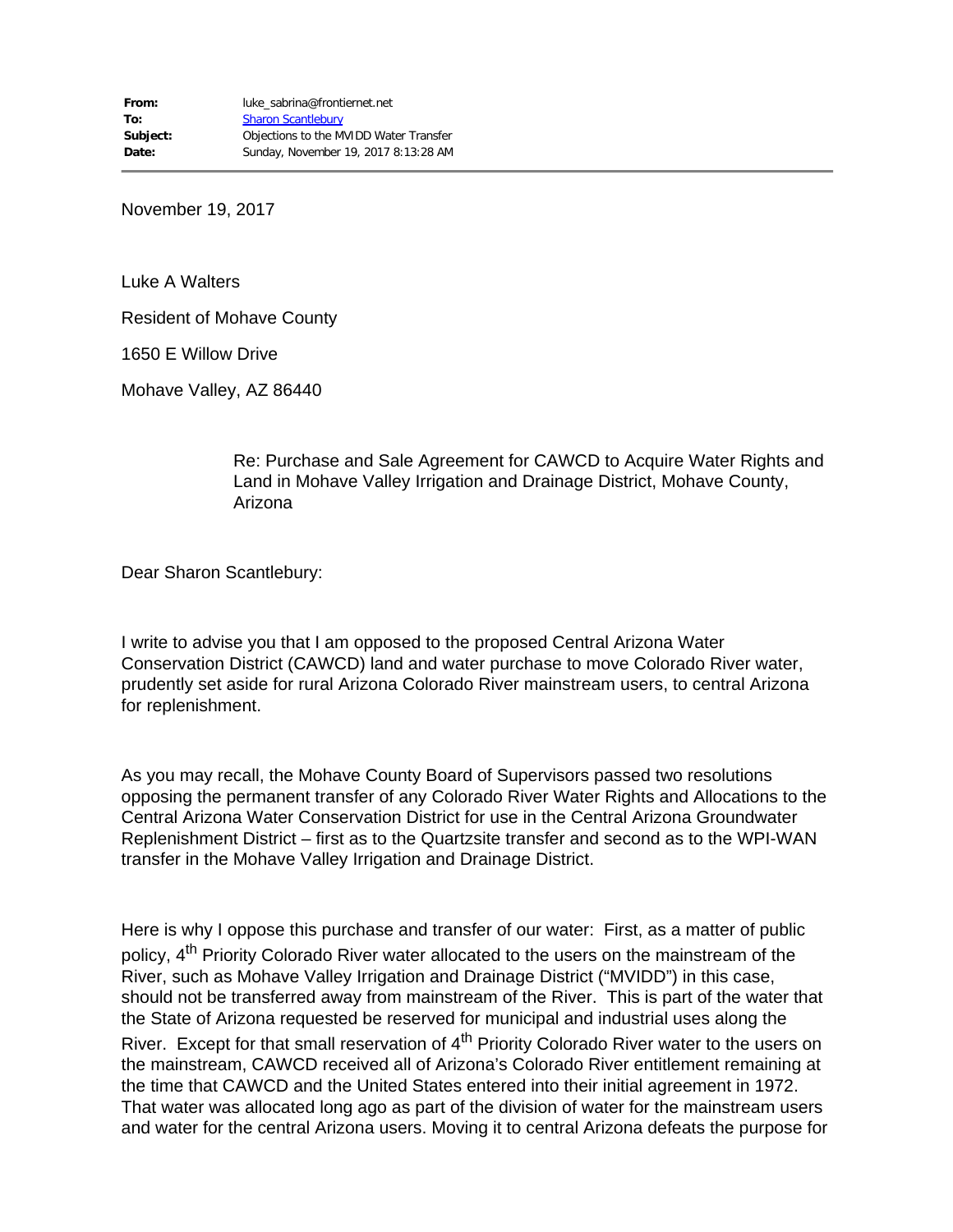| | |
|---|---|
| **From:** | luke_sabrina@frontiernet.net |
| **To:** | Sharon Scantlebury |
| **Subject:** | Objections to the MVIDD Water Transfer |
| **Date:** | Sunday, November 19, 2017 8:13:28 AM |

November 19, 2017

Luke A Walters

Resident of Mohave County

1650 E Willow Drive

Mohave Valley, AZ 86440

Re: Purchase and Sale Agreement for CAWCD to Acquire Water Rights and Land in Mohave Valley Irrigation and Drainage District, Mohave County, Arizona

Dear Sharon Scantlebury:

I write to advise you that I am opposed to the proposed Central Arizona Water Conservation District (CAWCD) land and water purchase to move Colorado River water, prudently set aside for rural Arizona Colorado River mainstream users, to central Arizona for replenishment.

As you may recall, the Mohave County Board of Supervisors passed two resolutions opposing the permanent transfer of any Colorado River Water Rights and Allocations to the Central Arizona Water Conservation District for use in the Central Arizona Groundwater Replenishment District – first as to the Quartzsite transfer and second as to the WPI-WAN transfer in the Mohave Valley Irrigation and Drainage District.

Here is why I oppose this purchase and transfer of our water: First, as a matter of public policy, 4th Priority Colorado River water allocated to the users on the mainstream of the River, such as Mohave Valley Irrigation and Drainage District ("MVIDD") in this case, should not be transferred away from mainstream of the River. This is part of the water that the State of Arizona requested be reserved for municipal and industrial uses along the River. Except for that small reservation of 4th Priority Colorado River water to the users on the mainstream, CAWCD received all of Arizona's Colorado River entitlement remaining at the time that CAWCD and the United States entered into their initial agreement in 1972. That water was allocated long ago as part of the division of water for the mainstream users and water for the central Arizona users. Moving it to central Arizona defeats the purpose for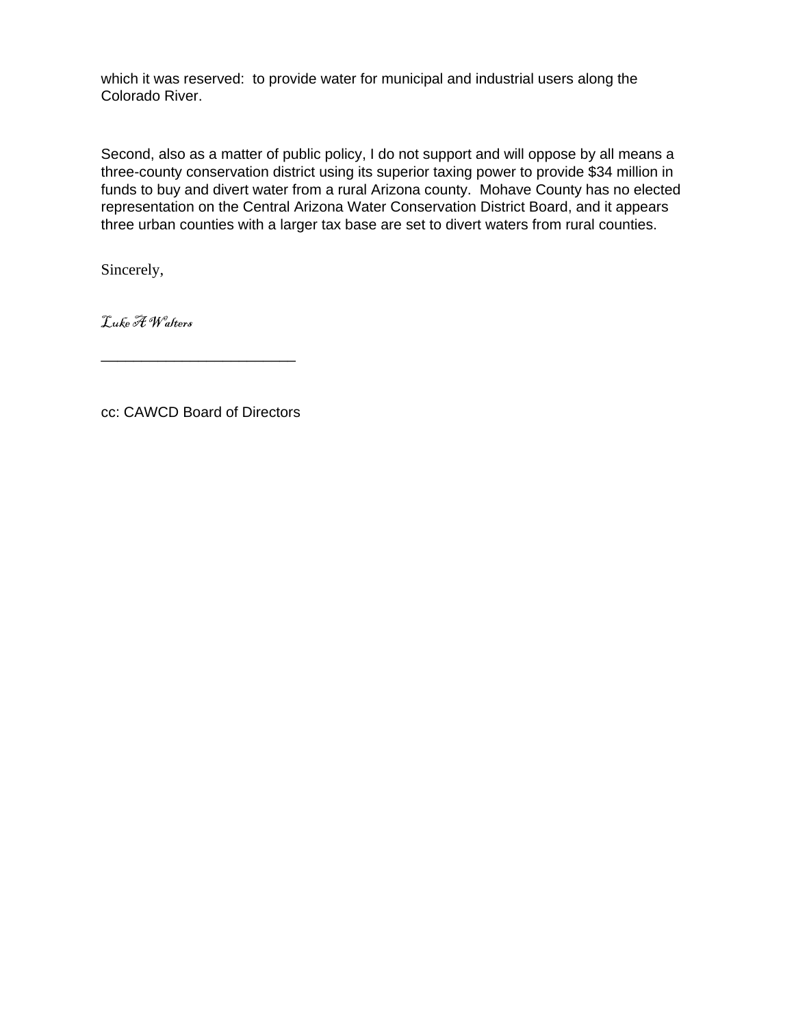which it was reserved: to provide water for municipal and industrial users along the Colorado River.

Second, also as a matter of public policy, I do not support and will oppose by all means a three-county conservation district using its superior taxing power to provide $34 million in funds to buy and divert water from a rural Arizona county. Mohave County has no elected representation on the Central Arizona Water Conservation District Board, and it appears three urban counties with a larger tax base are set to divert waters from rural counties.

Sincerely,

*Luke A Walters*

\_\_\_\_\_\_\_\_\_\_\_\_\_\_\_\_\_\_\_\_\_\_\_\_\_\_

cc: CAWCD Board of Directors